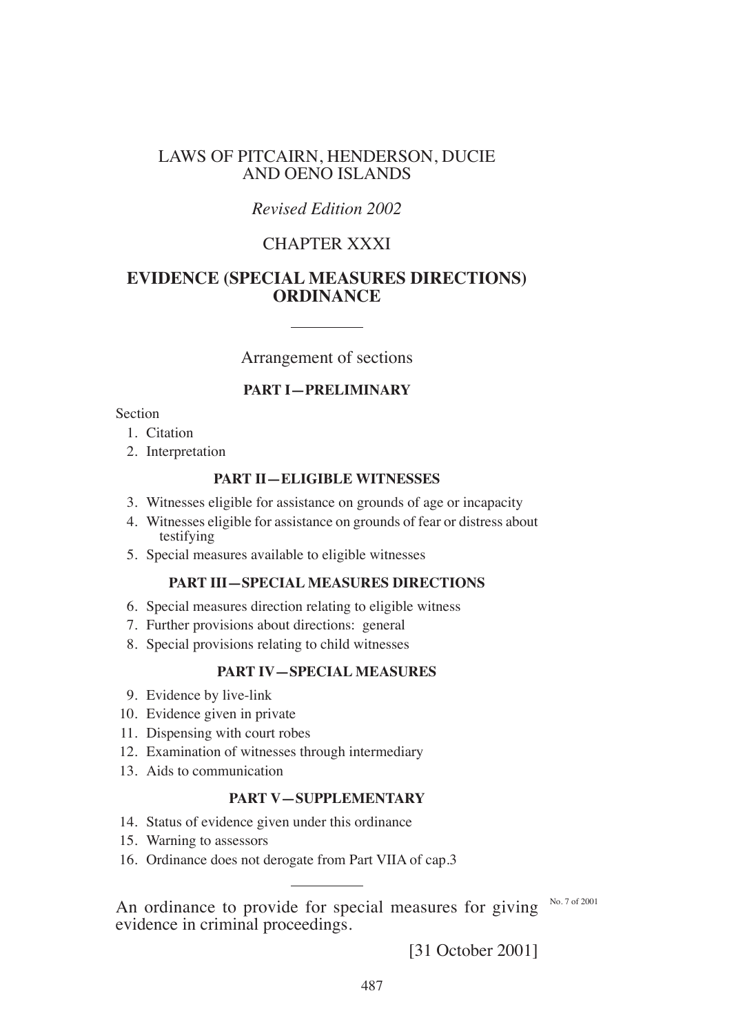# LAWS OF PITCAIRN, HENDERSON, DUCIE AND OENO ISLANDS

*Revised Edition 2002*

## CHAPTER XXXI

## EVIDENCE (SPECIAL MEASURES DIRECTIONS) ORDINANCE

---

Arrangement of sections

**PART I—PRELIMINARY**

Section

1. Citation
2. Interpretation

**PART II—ELIGIBLE WITNESSES**

3. Witnesses eligible for assistance on grounds of age or incapacity
4. Witnesses eligible for assistance on grounds of fear or distress about testifying
5. Special measures available to eligible witnesses

**PART III—SPECIAL MEASURES DIRECTIONS**

6. Special measures direction relating to eligible witness
7. Further provisions about directions: general
8. Special provisions relating to child witnesses

**PART IV—SPECIAL MEASURES**

9. Evidence by live-link
10. Evidence given in private
11. Dispensing with court robes
12. Examination of witnesses through intermediary
13. Aids to communication

**PART V—SUPPLEMENTARY**

14. Status of evidence given under this ordinance
15. Warning to assessors
16. Ordinance does not derogate from Part VIIA of cap.3

---

An ordinance to provide for special measures for giving evidence in criminal proceedings.

No. 7 of 2001

[31 October 2001]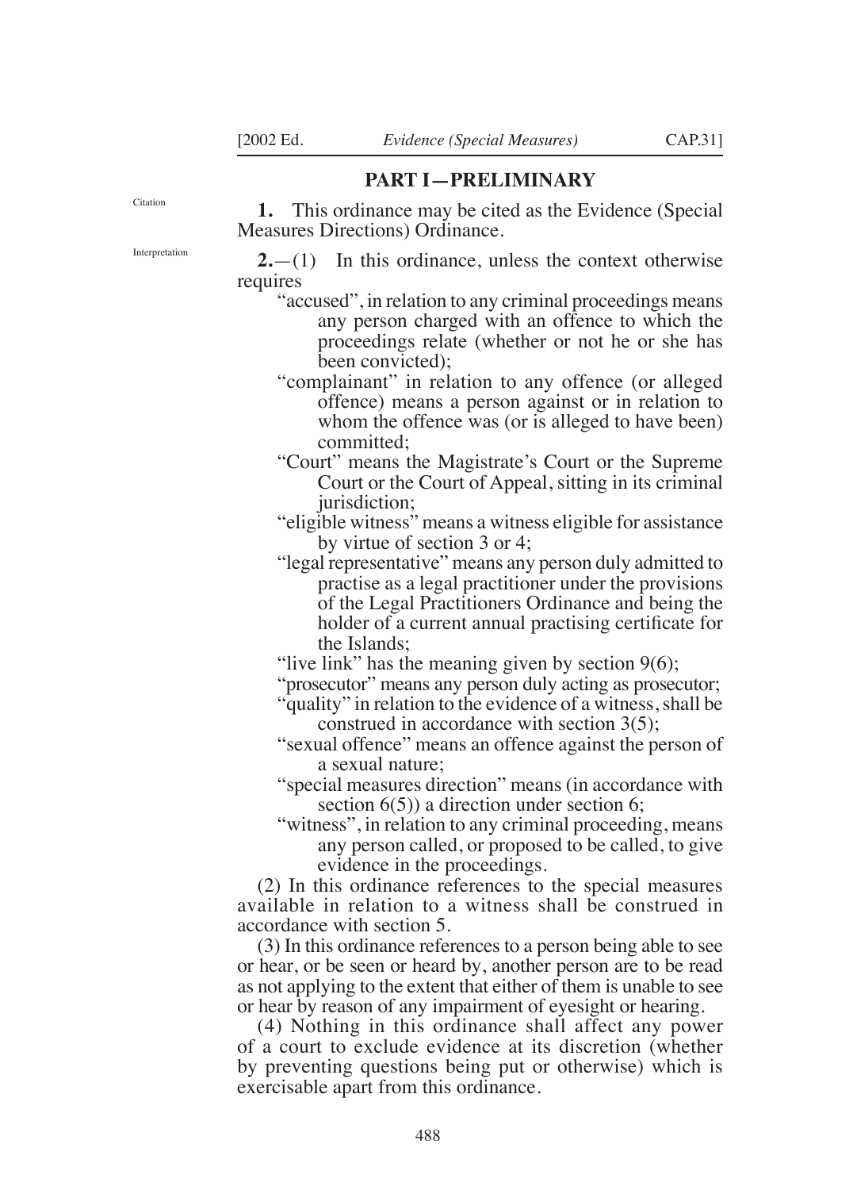## PART I—PRELIMINARY

Citation

**1.** This ordinance may be cited as the Evidence (Special Measures Directions) Ordinance.

Interpretation

**2.**—(1) In this ordinance, unless the context otherwise requires

"accused", in relation to any criminal proceedings means any person charged with an offence to which the proceedings relate (whether or not he or she has been convicted);

"complainant" in relation to any offence (or alleged offence) means a person against or in relation to whom the offence was (or is alleged to have been) committed;

"Court" means the Magistrate's Court or the Supreme Court or the Court of Appeal, sitting in its criminal jurisdiction;

"eligible witness" means a witness eligible for assistance by virtue of section 3 or 4;

"legal representative" means any person duly admitted to practise as a legal practitioner under the provisions of the Legal Practitioners Ordinance and being the holder of a current annual practising certificate for the Islands;

"live link" has the meaning given by section 9(6);

"prosecutor" means any person duly acting as prosecutor;

"quality" in relation to the evidence of a witness, shall be construed in accordance with section 3(5);

"sexual offence" means an offence against the person of a sexual nature;

"special measures direction" means (in accordance with section 6(5)) a direction under section 6;

"witness", in relation to any criminal proceeding, means any person called, or proposed to be called, to give evidence in the proceedings.

(2) In this ordinance references to the special measures available in relation to a witness shall be construed in accordance with section 5.

(3) In this ordinance references to a person being able to see or hear, or be seen or heard by, another person are to be read as not applying to the extent that either of them is unable to see or hear by reason of any impairment of eyesight or hearing.

(4) Nothing in this ordinance shall affect any power of a court to exclude evidence at its discretion (whether by preventing questions being put or otherwise) which is exercisable apart from this ordinance.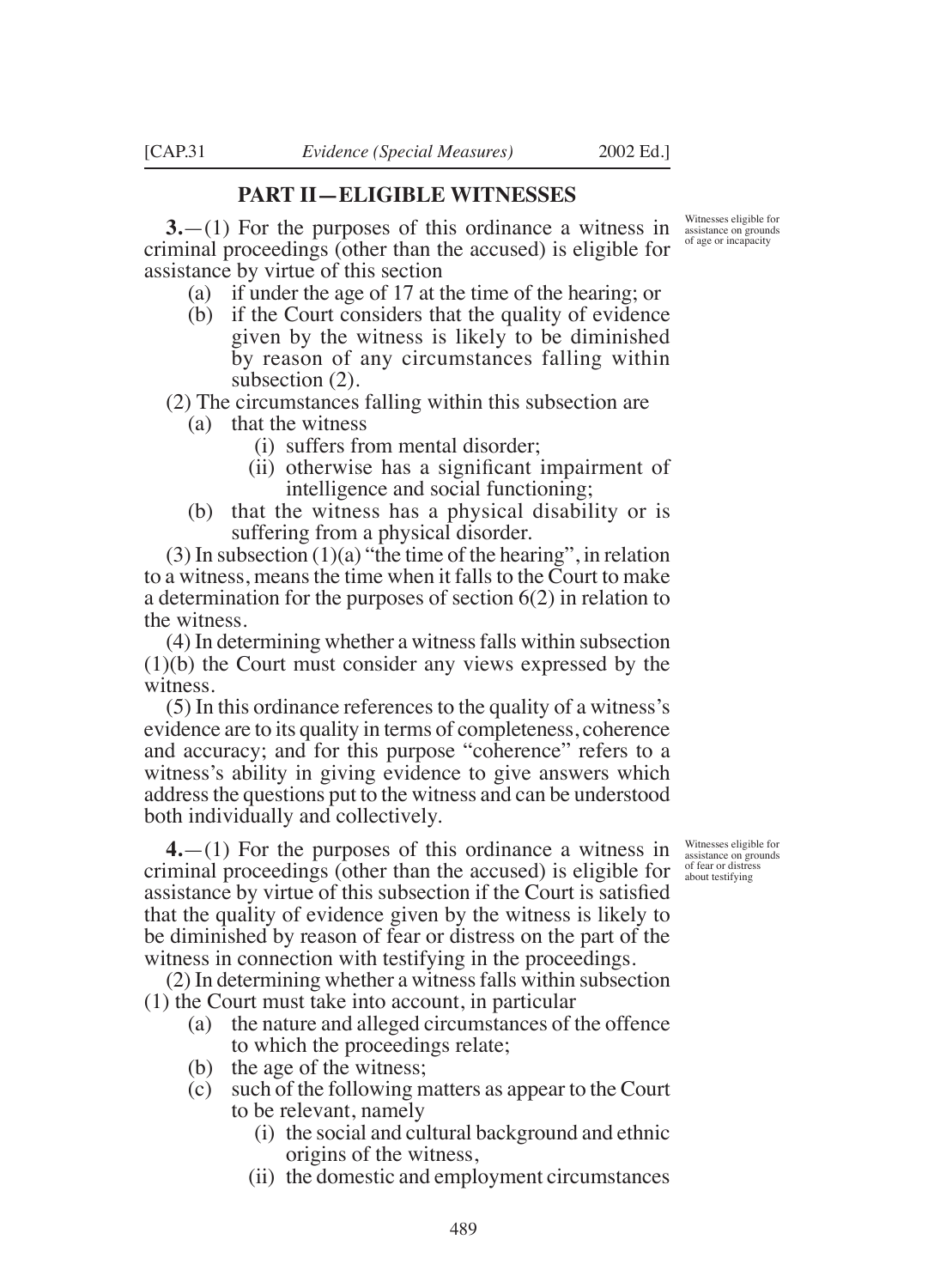## PART II—ELIGIBLE WITNESSES

*Witnesses eligible for assistance on grounds of age or incapacity*

**3.**—(1) For the purposes of this ordinance a witness in criminal proceedings (other than the accused) is eligible for assistance by virtue of this section

(a) if under the age of 17 at the time of the hearing; or

(b) if the Court considers that the quality of evidence given by the witness is likely to be diminished by reason of any circumstances falling within subsection (2).

(2) The circumstances falling within this subsection are

(a) that the witness

(i) suffers from mental disorder;

(ii) otherwise has a significant impairment of intelligence and social functioning;

(b) that the witness has a physical disability or is suffering from a physical disorder.

(3) In subsection (1)(a) "the time of the hearing", in relation to a witness, means the time when it falls to the Court to make a determination for the purposes of section 6(2) in relation to the witness.

(4) In determining whether a witness falls within subsection (1)(b) the Court must consider any views expressed by the witness.

(5) In this ordinance references to the quality of a witness's evidence are to its quality in terms of completeness, coherence and accuracy; and for this purpose "coherence" refers to a witness's ability in giving evidence to give answers which address the questions put to the witness and can be understood both individually and collectively.

*Witnesses eligible for assistance on grounds of fear or distress about testifying*

**4.**—(1) For the purposes of this ordinance a witness in criminal proceedings (other than the accused) is eligible for assistance by virtue of this subsection if the Court is satisfied that the quality of evidence given by the witness is likely to be diminished by reason of fear or distress on the part of the witness in connection with testifying in the proceedings.

(2) In determining whether a witness falls within subsection (1) the Court must take into account, in particular

(a) the nature and alleged circumstances of the offence to which the proceedings relate;

(b) the age of the witness;

(c) such of the following matters as appear to the Court to be relevant, namely

(i) the social and cultural background and ethnic origins of the witness,

(ii) the domestic and employment circumstances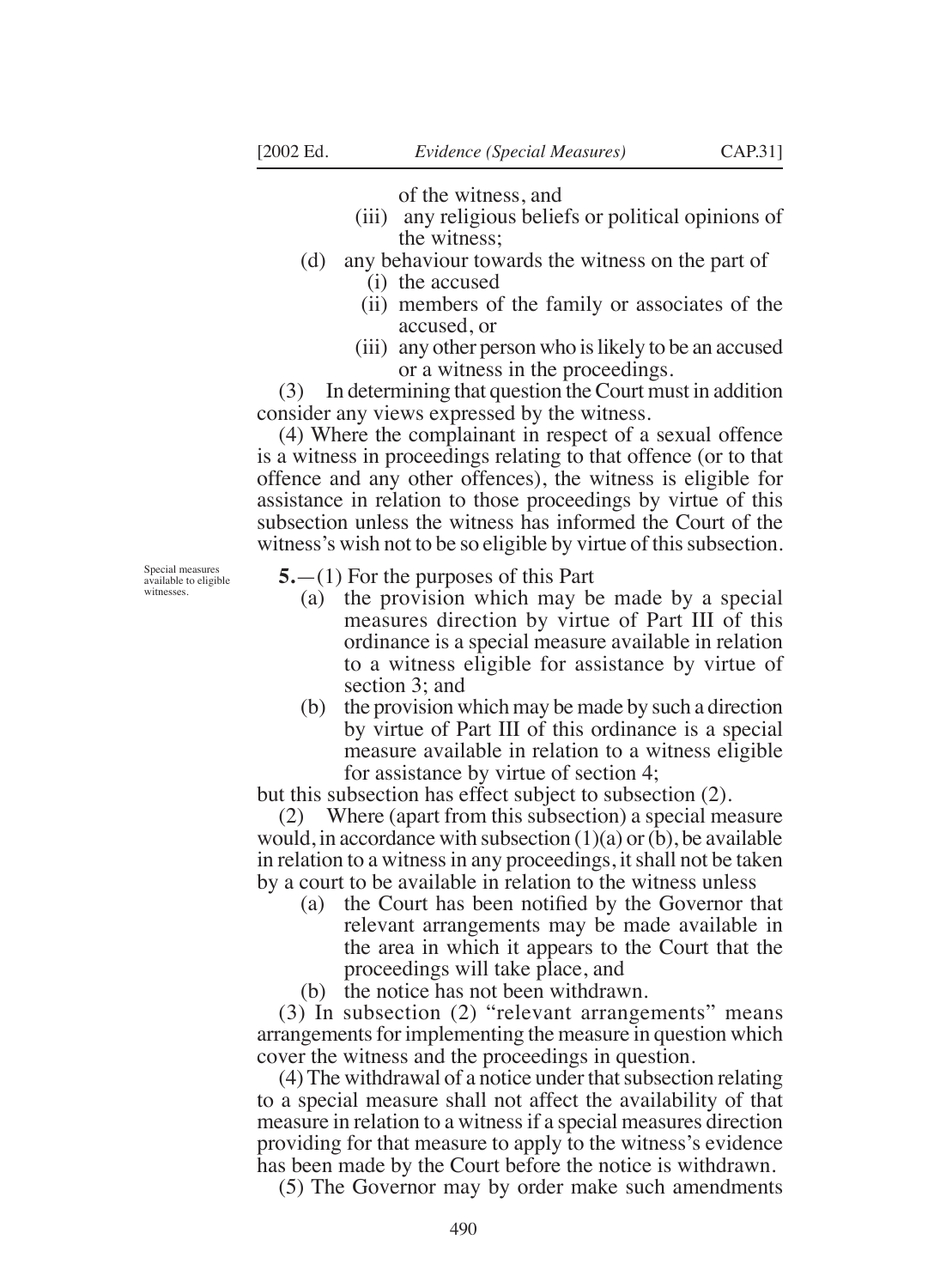of the witness, and

(iii) any religious beliefs or political opinions of the witness;

(d) any behaviour towards the witness on the part of

(i) the accused

(ii) members of the family or associates of the accused, or

(iii) any other person who is likely to be an accused or a witness in the proceedings.

(3) In determining that question the Court must in addition consider any views expressed by the witness.

(4) Where the complainant in respect of a sexual offence is a witness in proceedings relating to that offence (or to that offence and any other offences), the witness is eligible for assistance in relation to those proceedings by virtue of this subsection unless the witness has informed the Court of the witness's wish not to be so eligible by virtue of this subsection.

Special measures available to eligible witnesses.

**5.**—(1) For the purposes of this Part

(a) the provision which may be made by a special measures direction by virtue of Part III of this ordinance is a special measure available in relation to a witness eligible for assistance by virtue of section 3; and

(b) the provision which may be made by such a direction by virtue of Part III of this ordinance is a special measure available in relation to a witness eligible for assistance by virtue of section 4;

but this subsection has effect subject to subsection (2).

(2) Where (apart from this subsection) a special measure would, in accordance with subsection (1)(a) or (b), be available in relation to a witness in any proceedings, it shall not be taken by a court to be available in relation to the witness unless

(a) the Court has been notified by the Governor that relevant arrangements may be made available in the area in which it appears to the Court that the proceedings will take place, and

(b) the notice has not been withdrawn.

(3) In subsection (2) "relevant arrangements" means arrangements for implementing the measure in question which cover the witness and the proceedings in question.

(4) The withdrawal of a notice under that subsection relating to a special measure shall not affect the availability of that measure in relation to a witness if a special measures direction providing for that measure to apply to the witness's evidence has been made by the Court before the notice is withdrawn.

(5) The Governor may by order make such amendments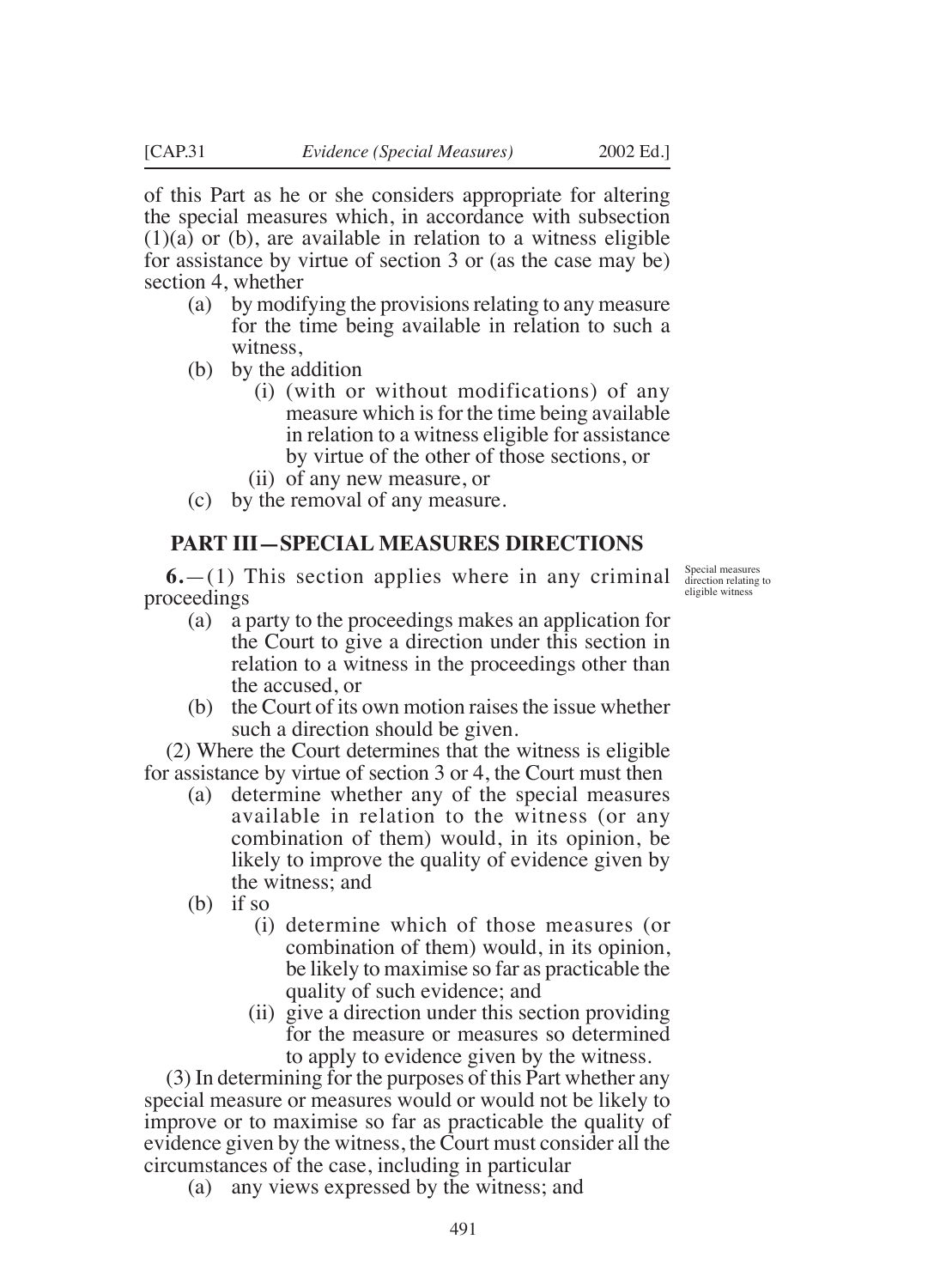of this Part as he or she considers appropriate for altering the special measures which, in accordance with subsection (1)(a) or (b), are available in relation to a witness eligible for assistance by virtue of section 3 or (as the case may be) section 4, whether

- (a) by modifying the provisions relating to any measure for the time being available in relation to such a witness,
- (b) by the addition
  - (i) (with or without modifications) of any measure which is for the time being available in relation to a witness eligible for assistance by virtue of the other of those sections, or
  - (ii) of any new measure, or
- (c) by the removal of any measure.

## PART III—SPECIAL MEASURES DIRECTIONS

*Special measures direction relating to eligible witness*

**6.**—(1) This section applies where in any criminal proceedings

- (a) a party to the proceedings makes an application for the Court to give a direction under this section in relation to a witness in the proceedings other than the accused, or
- (b) the Court of its own motion raises the issue whether such a direction should be given.

(2) Where the Court determines that the witness is eligible for assistance by virtue of section 3 or 4, the Court must then

- (a) determine whether any of the special measures available in relation to the witness (or any combination of them) would, in its opinion, be likely to improve the quality of evidence given by the witness; and
- (b) if so
  - (i) determine which of those measures (or combination of them) would, in its opinion, be likely to maximise so far as practicable the quality of such evidence; and
  - (ii) give a direction under this section providing for the measure or measures so determined to apply to evidence given by the witness.

(3) In determining for the purposes of this Part whether any special measure or measures would or would not be likely to improve or to maximise so far as practicable the quality of evidence given by the witness, the Court must consider all the circumstances of the case, including in particular

- (a) any views expressed by the witness; and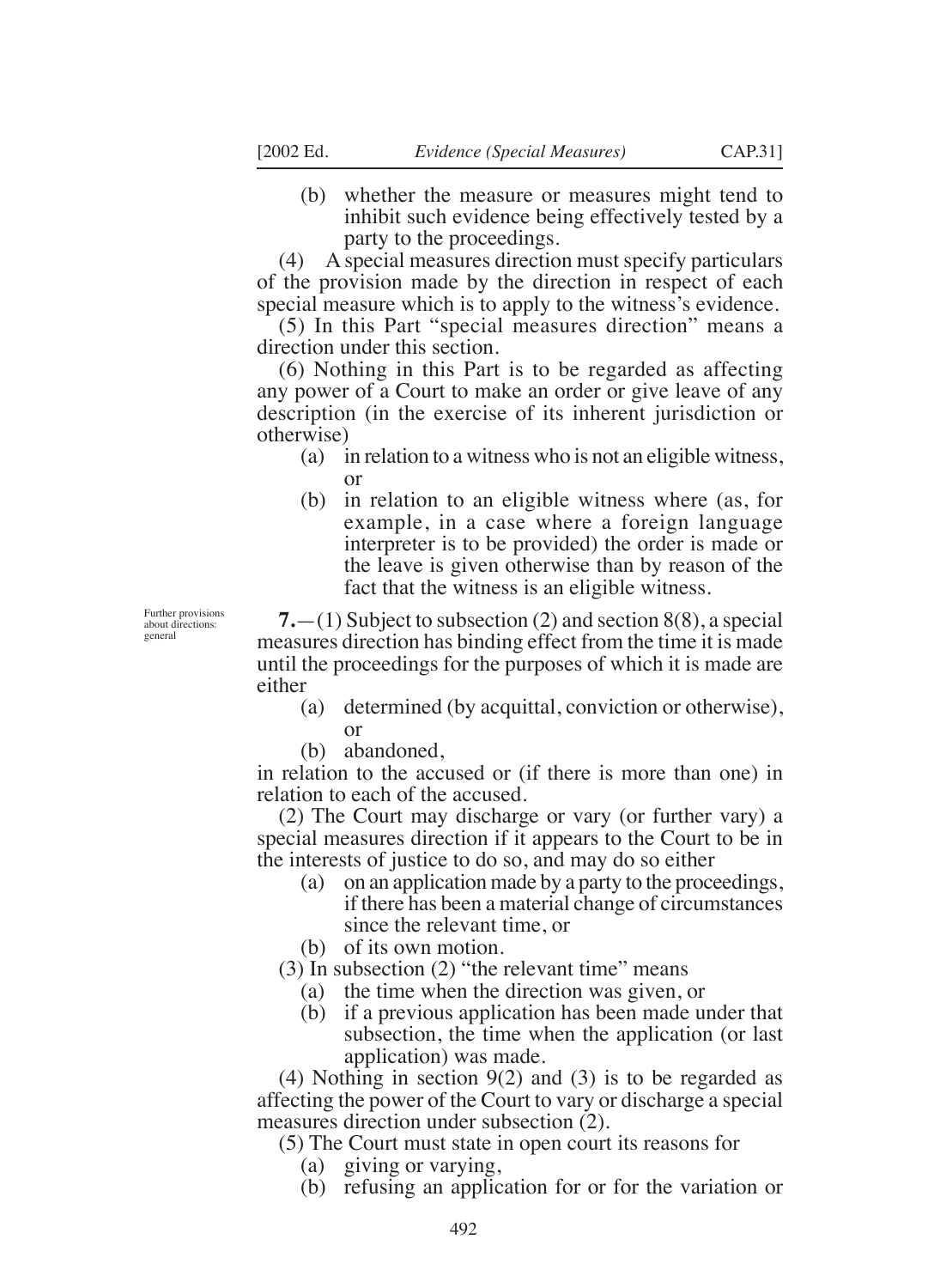(b) whether the measure or measures might tend to inhibit such evidence being effectively tested by a party to the proceedings.

(4) A special measures direction must specify particulars of the provision made by the direction in respect of each special measure which is to apply to the witness's evidence.

(5) In this Part "special measures direction" means a direction under this section.

(6) Nothing in this Part is to be regarded as affecting any power of a Court to make an order or give leave of any description (in the exercise of its inherent jurisdiction or otherwise)

- (a) in relation to a witness who is not an eligible witness, or
- (b) in relation to an eligible witness where (as, for example, in a case where a foreign language interpreter is to be provided) the order is made or the leave is given otherwise than by reason of the fact that the witness is an eligible witness.

Further provisions about directions: general

**7.**—(1) Subject to subsection (2) and section 8(8), a special measures direction has binding effect from the time it is made until the proceedings for the purposes of which it is made are either

- (a) determined (by acquittal, conviction or otherwise), or
- (b) abandoned,

in relation to the accused or (if there is more than one) in relation to each of the accused.

(2) The Court may discharge or vary (or further vary) a special measures direction if it appears to the Court to be in the interests of justice to do so, and may do so either

- (a) on an application made by a party to the proceedings, if there has been a material change of circumstances since the relevant time, or
- (b) of its own motion.

(3) In subsection (2) "the relevant time" means

- (a) the time when the direction was given, or
- (b) if a previous application has been made under that subsection, the time when the application (or last application) was made.

(4) Nothing in section 9(2) and (3) is to be regarded as affecting the power of the Court to vary or discharge a special measures direction under subsection (2).

(5) The Court must state in open court its reasons for

- (a) giving or varying,
- (b) refusing an application for or for the variation or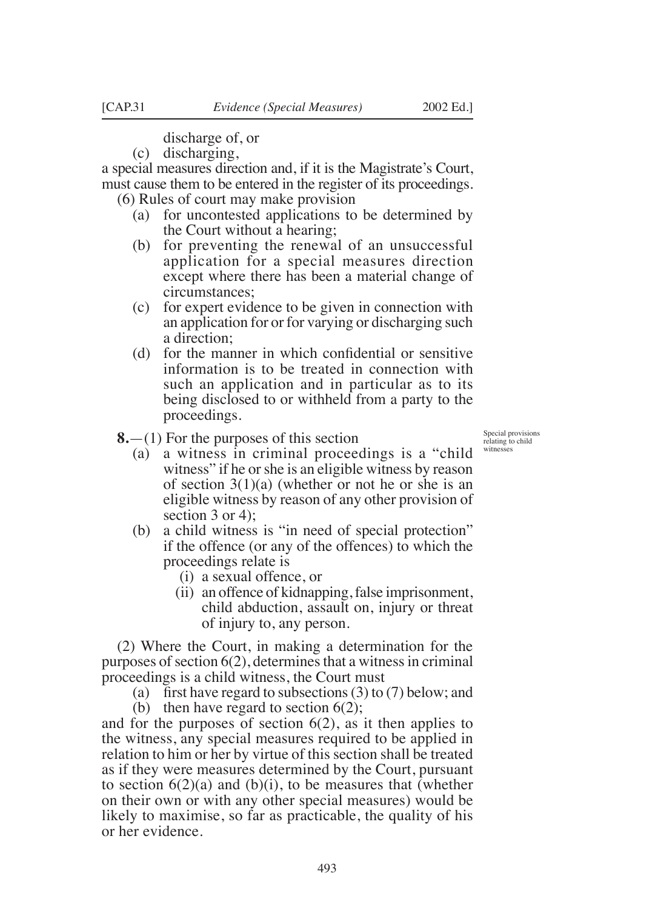discharge of, or

(c) discharging,

a special measures direction and, if it is the Magistrate's Court, must cause them to be entered in the register of its proceedings.

(6) Rules of court may make provision

(a) for uncontested applications to be determined by the Court without a hearing;

(b) for preventing the renewal of an unsuccessful application for a special measures direction except where there has been a material change of circumstances;

(c) for expert evidence to be given in connection with an application for or for varying or discharging such a direction;

(d) for the manner in which confidential or sensitive information is to be treated in connection with such an application and in particular as to its being disclosed to or withheld from a party to the proceedings.

Special provisions relating to child witnesses

**8.**—(1) For the purposes of this section

(a) a witness in criminal proceedings is a "child witness" if he or she is an eligible witness by reason of section 3(1)(a) (whether or not he or she is an eligible witness by reason of any other provision of section 3 or 4);

(b) a child witness is "in need of special protection" if the offence (or any of the offences) to which the proceedings relate is

(i) a sexual offence, or

(ii) an offence of kidnapping, false imprisonment, child abduction, assault on, injury or threat of injury to, any person.

(2) Where the Court, in making a determination for the purposes of section 6(2), determines that a witness in criminal proceedings is a child witness, the Court must

(a) first have regard to subsections (3) to (7) below; and

(b) then have regard to section 6(2);

and for the purposes of section 6(2), as it then applies to the witness, any special measures required to be applied in relation to him or her by virtue of this section shall be treated as if they were measures determined by the Court, pursuant to section 6(2)(a) and (b)(i), to be measures that (whether on their own or with any other special measures) would be likely to maximise, so far as practicable, the quality of his or her evidence.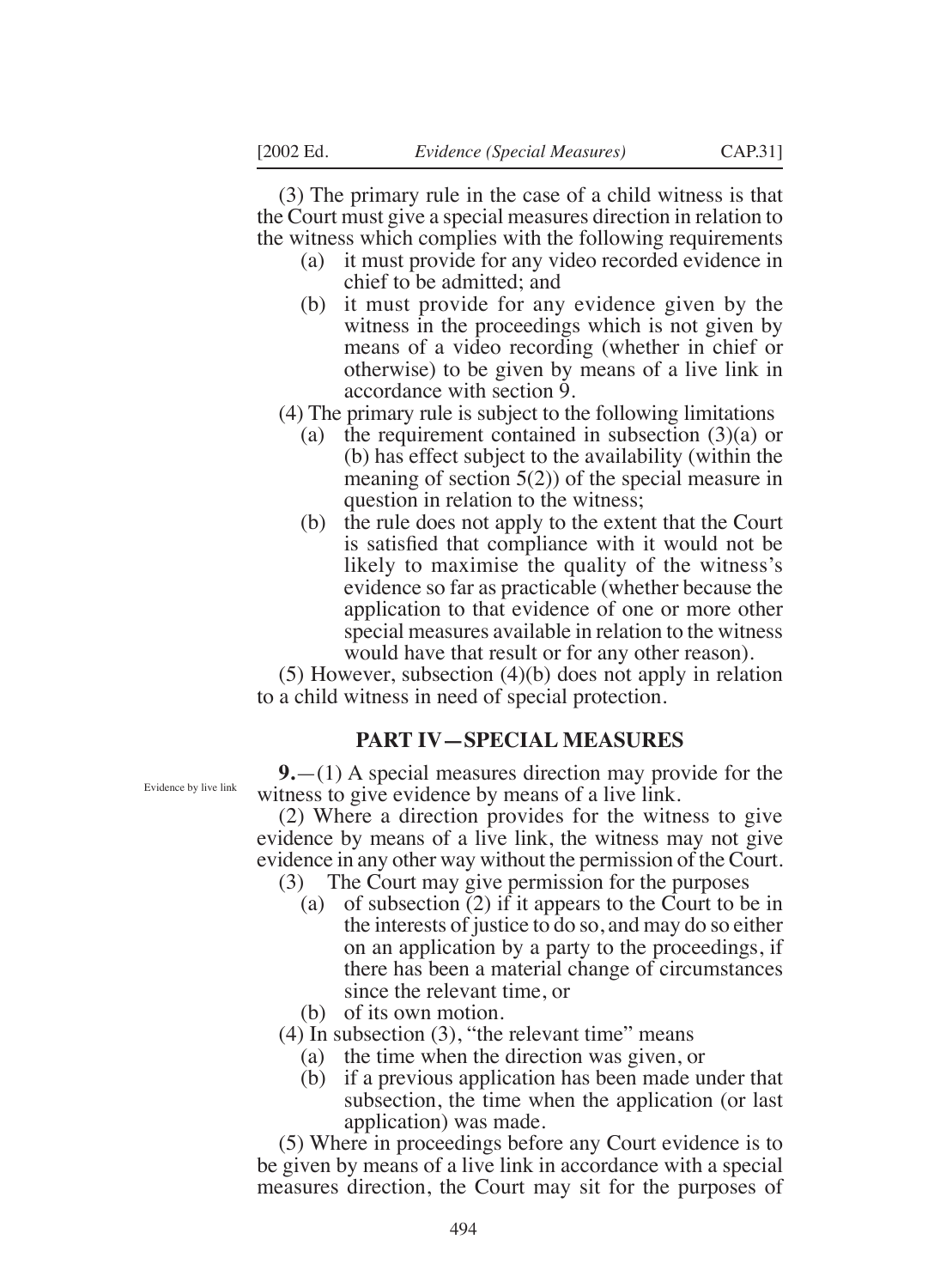(3) The primary rule in the case of a child witness is that the Court must give a special measures direction in relation to the witness which complies with the following requirements

- (a) it must provide for any video recorded evidence in chief to be admitted; and
- (b) it must provide for any evidence given by the witness in the proceedings which is not given by means of a video recording (whether in chief or otherwise) to be given by means of a live link in accordance with section 9.

(4) The primary rule is subject to the following limitations

- (a) the requirement contained in subsection (3)(a) or (b) has effect subject to the availability (within the meaning of section 5(2)) of the special measure in question in relation to the witness;
- (b) the rule does not apply to the extent that the Court is satisfied that compliance with it would not be likely to maximise the quality of the witness's evidence so far as practicable (whether because the application to that evidence of one or more other special measures available in relation to the witness would have that result or for any other reason).

(5) However, subsection (4)(b) does not apply in relation to a child witness in need of special protection.

## PART IV—SPECIAL MEASURES

Evidence by live link

**9.**—(1) A special measures direction may provide for the witness to give evidence by means of a live link.

(2) Where a direction provides for the witness to give evidence by means of a live link, the witness may not give evidence in any other way without the permission of the Court.

(3) The Court may give permission for the purposes

- (a) of subsection (2) if it appears to the Court to be in the interests of justice to do so, and may do so either on an application by a party to the proceedings, if there has been a material change of circumstances since the relevant time, or
- (b) of its own motion.

(4) In subsection (3), "the relevant time" means

- (a) the time when the direction was given, or
- (b) if a previous application has been made under that subsection, the time when the application (or last application) was made.

(5) Where in proceedings before any Court evidence is to be given by means of a live link in accordance with a special measures direction, the Court may sit for the purposes of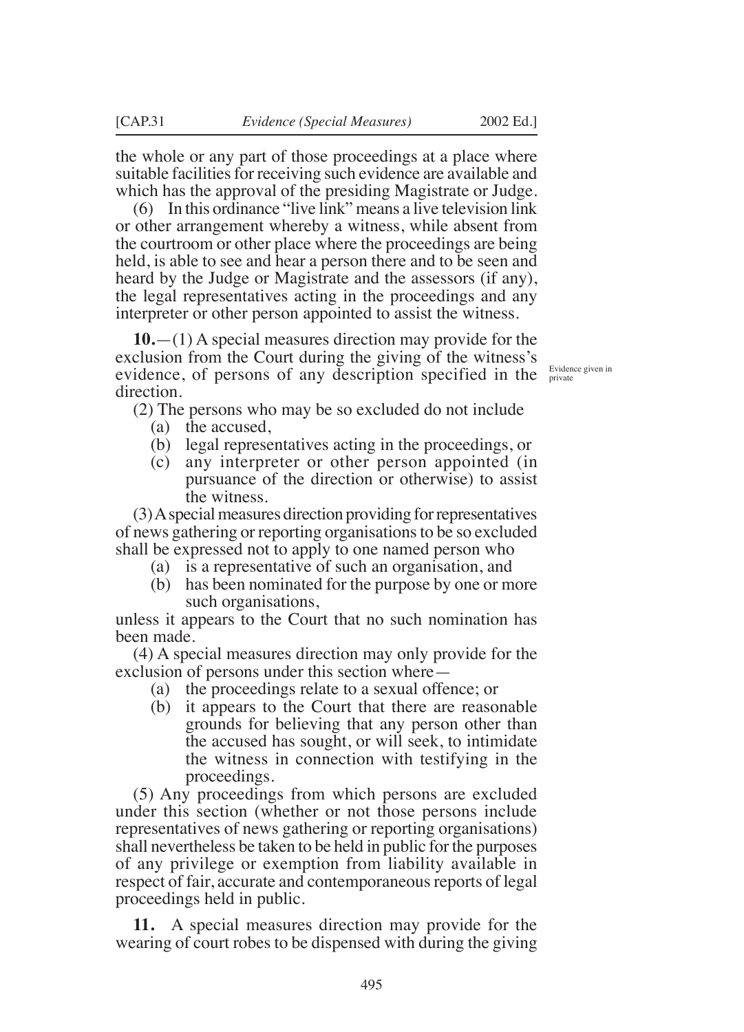the whole or any part of those proceedings at a place where suitable facilities for receiving such evidence are available and which has the approval of the presiding Magistrate or Judge.

(6) In this ordinance "live link" means a live television link or other arrangement whereby a witness, while absent from the courtroom or other place where the proceedings are being held, is able to see and hear a person there and to be seen and heard by the Judge or Magistrate and the assessors (if any), the legal representatives acting in the proceedings and any interpreter or other person appointed to assist the witness.

*Evidence given in private*

**10.**—(1) A special measures direction may provide for the exclusion from the Court during the giving of the witness's evidence, of persons of any description specified in the direction.

(2) The persons who may be so excluded do not include

- (a) the accused,
- (b) legal representatives acting in the proceedings, or
- (c) any interpreter or other person appointed (in pursuance of the direction or otherwise) to assist the witness.

(3) A special measures direction providing for representatives of news gathering or reporting organisations to be so excluded shall be expressed not to apply to one named person who

- (a) is a representative of such an organisation, and
- (b) has been nominated for the purpose by one or more such organisations,

unless it appears to the Court that no such nomination has been made.

(4) A special measures direction may only provide for the exclusion of persons under this section where—

- (a) the proceedings relate to a sexual offence; or
- (b) it appears to the Court that there are reasonable grounds for believing that any person other than the accused has sought, or will seek, to intimidate the witness in connection with testifying in the proceedings.

(5) Any proceedings from which persons are excluded under this section (whether or not those persons include representatives of news gathering or reporting organisations) shall nevertheless be taken to be held in public for the purposes of any privilege or exemption from liability available in respect of fair, accurate and contemporaneous reports of legal proceedings held in public.

**11.** A special measures direction may provide for the wearing of court robes to be dispensed with during the giving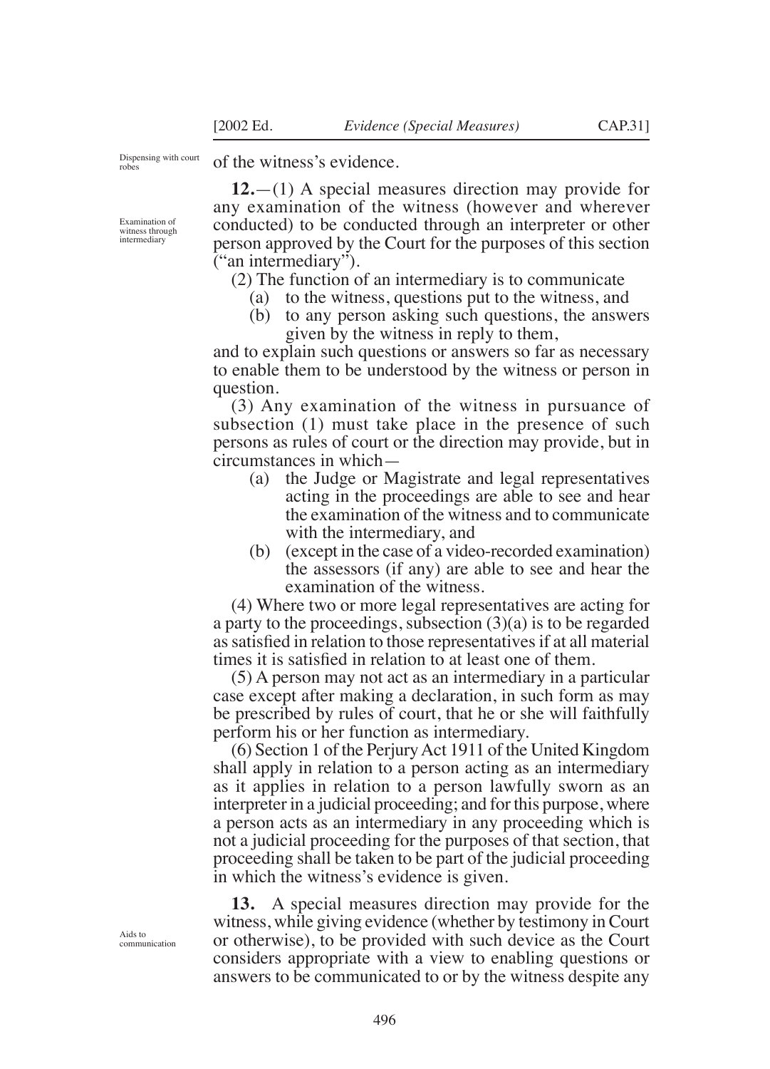of the witness's evidence.

Dispensing with court robes

Examination of witness through intermediary

**12.**—(1) A special measures direction may provide for any examination of the witness (however and wherever conducted) to be conducted through an interpreter or other person approved by the Court for the purposes of this section ("an intermediary").

(2) The function of an intermediary is to communicate

(a) to the witness, questions put to the witness, and

(b) to any person asking such questions, the answers given by the witness in reply to them,

and to explain such questions or answers so far as necessary to enable them to be understood by the witness or person in question.

(3) Any examination of the witness in pursuance of subsection (1) must take place in the presence of such persons as rules of court or the direction may provide, but in circumstances in which—

(a) the Judge or Magistrate and legal representatives acting in the proceedings are able to see and hear the examination of the witness and to communicate with the intermediary, and

(b) (except in the case of a video-recorded examination) the assessors (if any) are able to see and hear the examination of the witness.

(4) Where two or more legal representatives are acting for a party to the proceedings, subsection (3)(a) is to be regarded as satisfied in relation to those representatives if at all material times it is satisfied in relation to at least one of them.

(5) A person may not act as an intermediary in a particular case except after making a declaration, in such form as may be prescribed by rules of court, that he or she will faithfully perform his or her function as intermediary.

(6) Section 1 of the Perjury Act 1911 of the United Kingdom shall apply in relation to a person acting as an intermediary as it applies in relation to a person lawfully sworn as an interpreter in a judicial proceeding; and for this purpose, where a person acts as an intermediary in any proceeding which is not a judicial proceeding for the purposes of that section, that proceeding shall be taken to be part of the judicial proceeding in which the witness's evidence is given.

Aids to communication

**13.** A special measures direction may provide for the witness, while giving evidence (whether by testimony in Court or otherwise), to be provided with such device as the Court considers appropriate with a view to enabling questions or answers to be communicated to or by the witness despite any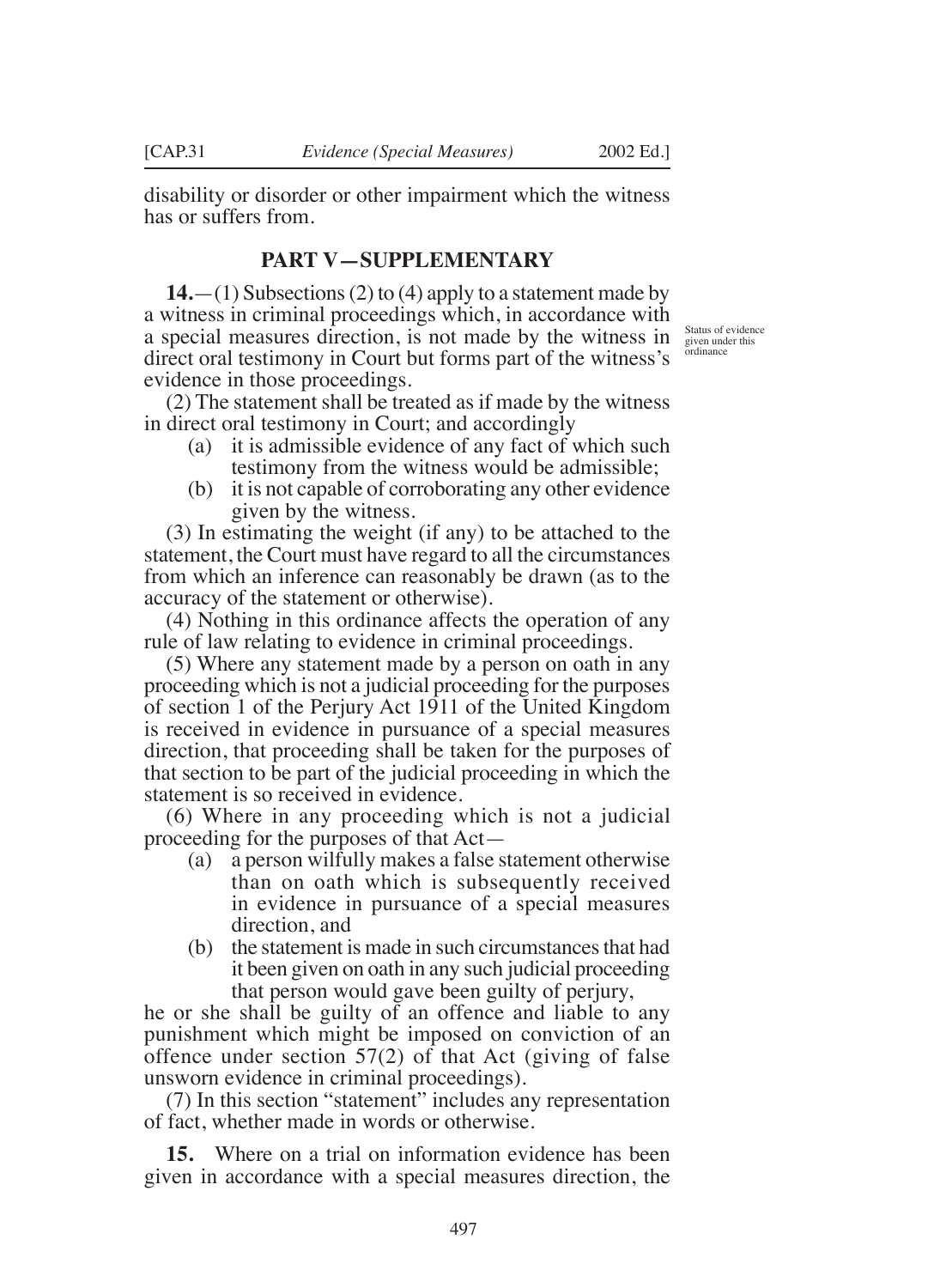disability or disorder or other impairment which the witness has or suffers from.

## PART V—SUPPLEMENTARY

Status of evidence given under this ordinance

**14.**—(1) Subsections (2) to (4) apply to a statement made by a witness in criminal proceedings which, in accordance with a special measures direction, is not made by the witness in direct oral testimony in Court but forms part of the witness's evidence in those proceedings.

(2) The statement shall be treated as if made by the witness in direct oral testimony in Court; and accordingly

(a) it is admissible evidence of any fact of which such testimony from the witness would be admissible;

(b) it is not capable of corroborating any other evidence given by the witness.

(3) In estimating the weight (if any) to be attached to the statement, the Court must have regard to all the circumstances from which an inference can reasonably be drawn (as to the accuracy of the statement or otherwise).

(4) Nothing in this ordinance affects the operation of any rule of law relating to evidence in criminal proceedings.

(5) Where any statement made by a person on oath in any proceeding which is not a judicial proceeding for the purposes of section 1 of the Perjury Act 1911 of the United Kingdom is received in evidence in pursuance of a special measures direction, that proceeding shall be taken for the purposes of that section to be part of the judicial proceeding in which the statement is so received in evidence.

(6) Where in any proceeding which is not a judicial proceeding for the purposes of that Act—

(a) a person wilfully makes a false statement otherwise than on oath which is subsequently received in evidence in pursuance of a special measures direction, and

(b) the statement is made in such circumstances that had it been given on oath in any such judicial proceeding that person would gave been guilty of perjury,

he or she shall be guilty of an offence and liable to any punishment which might be imposed on conviction of an offence under section 57(2) of that Act (giving of false unsworn evidence in criminal proceedings).

(7) In this section "statement" includes any representation of fact, whether made in words or otherwise.

**15.** Where on a trial on information evidence has been given in accordance with a special measures direction, the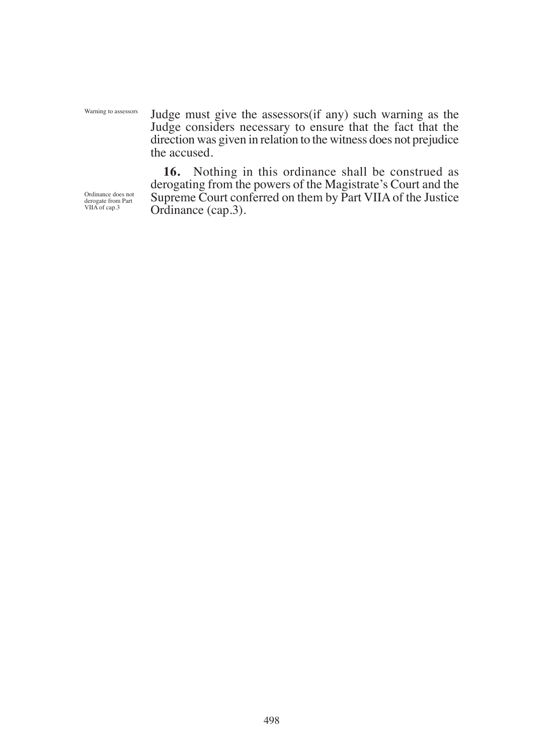Warning to assessors

Judge must give the assessors(if any) such warning as the Judge considers necessary to ensure that the fact that the direction was given in relation to the witness does not prejudice the accused.

Ordinance does not derogate from Part VIIA of cap.3

**16.** Nothing in this ordinance shall be construed as derogating from the powers of the Magistrate's Court and the Supreme Court conferred on them by Part VIIA of the Justice Ordinance (cap.3).